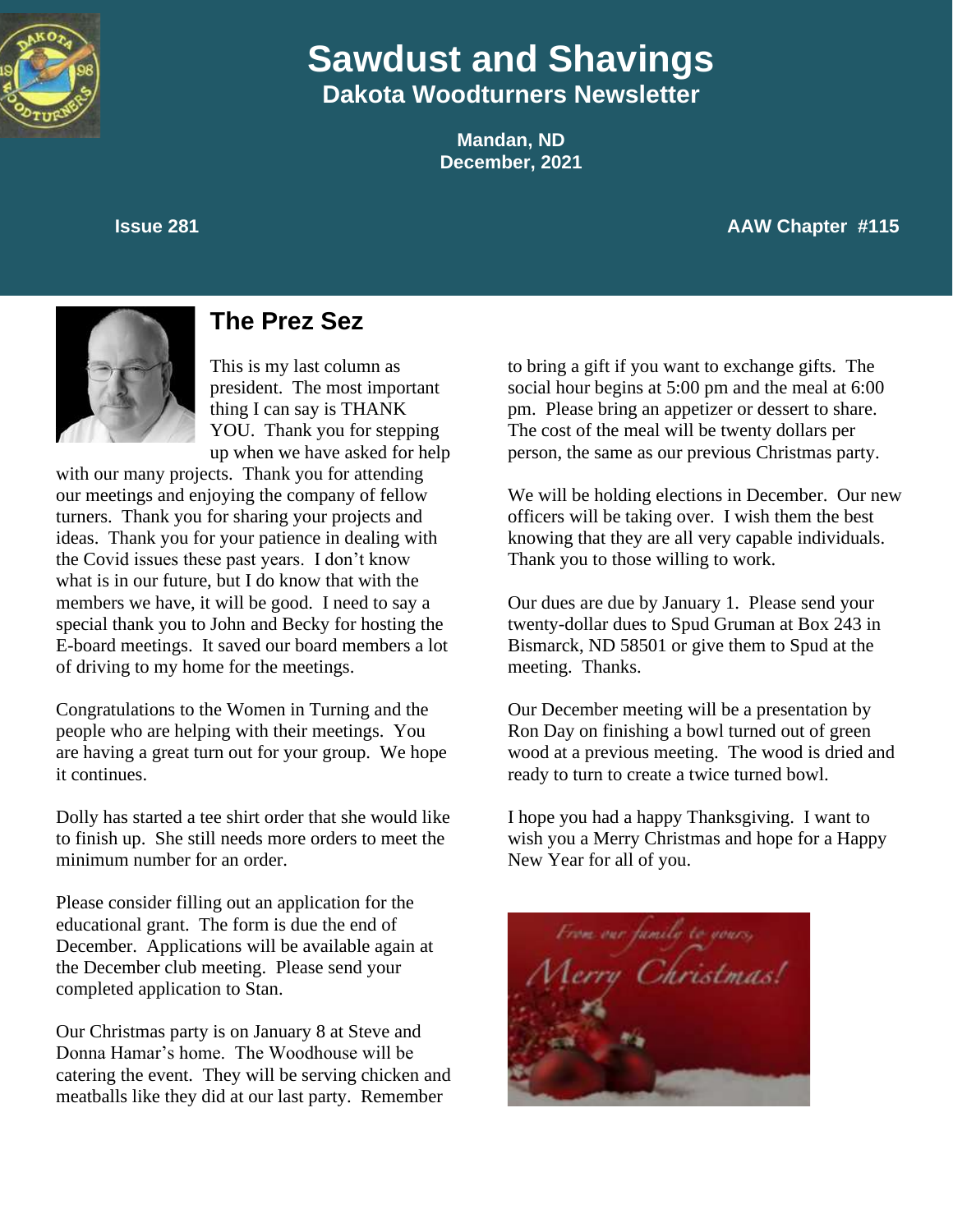# Sawdust and Shavings

**Dakota Woodturners Newsletter**

**Mandan, ND**
**December, 2021**

**Issue 281** **AAW Chapter #115**

## The Prez Sez

This is my last column as president. The most important thing I can say is THANK YOU. Thank you for stepping up when we have asked for help with our many projects. Thank you for attending our meetings and enjoying the company of fellow turners. Thank you for sharing your projects and ideas. Thank you for your patience in dealing with the Covid issues these past years. I don't know what is in our future, but I do know that with the members we have, it will be good. I need to say a special thank you to John and Becky for hosting the E-board meetings. It saved our board members a lot of driving to my home for the meetings.

Congratulations to the Women in Turning and the people who are helping with their meetings. You are having a great turn out for your group. We hope it continues.

Dolly has started a tee shirt order that she would like to finish up. She still needs more orders to meet the minimum number for an order.

Please consider filling out an application for the educational grant. The form is due the end of December. Applications will be available again at the December club meeting. Please send your completed application to Stan.

Our Christmas party is on January 8 at Steve and Donna Hamar's home. The Woodhouse will be catering the event. They will be serving chicken and meatballs like they did at our last party. Remember to bring a gift if you want to exchange gifts. The social hour begins at 5:00 pm and the meal at 6:00 pm. Please bring an appetizer or dessert to share. The cost of the meal will be twenty dollars per person, the same as our previous Christmas party.

We will be holding elections in December. Our new officers will be taking over. I wish them the best knowing that they are all very capable individuals. Thank you to those willing to work.

Our dues are due by January 1. Please send your twenty-dollar dues to Spud Gruman at Box 243 in Bismarck, ND 58501 or give them to Spud at the meeting. Thanks.

Our December meeting will be a presentation by Ron Day on finishing a bowl turned out of green wood at a previous meeting. The wood is dried and ready to turn to create a twice turned bowl.

I hope you had a happy Thanksgiving. I want to wish you a Merry Christmas and hope for a Happy New Year for all of you.

*From our family to yours,*
*Merry Christmas!*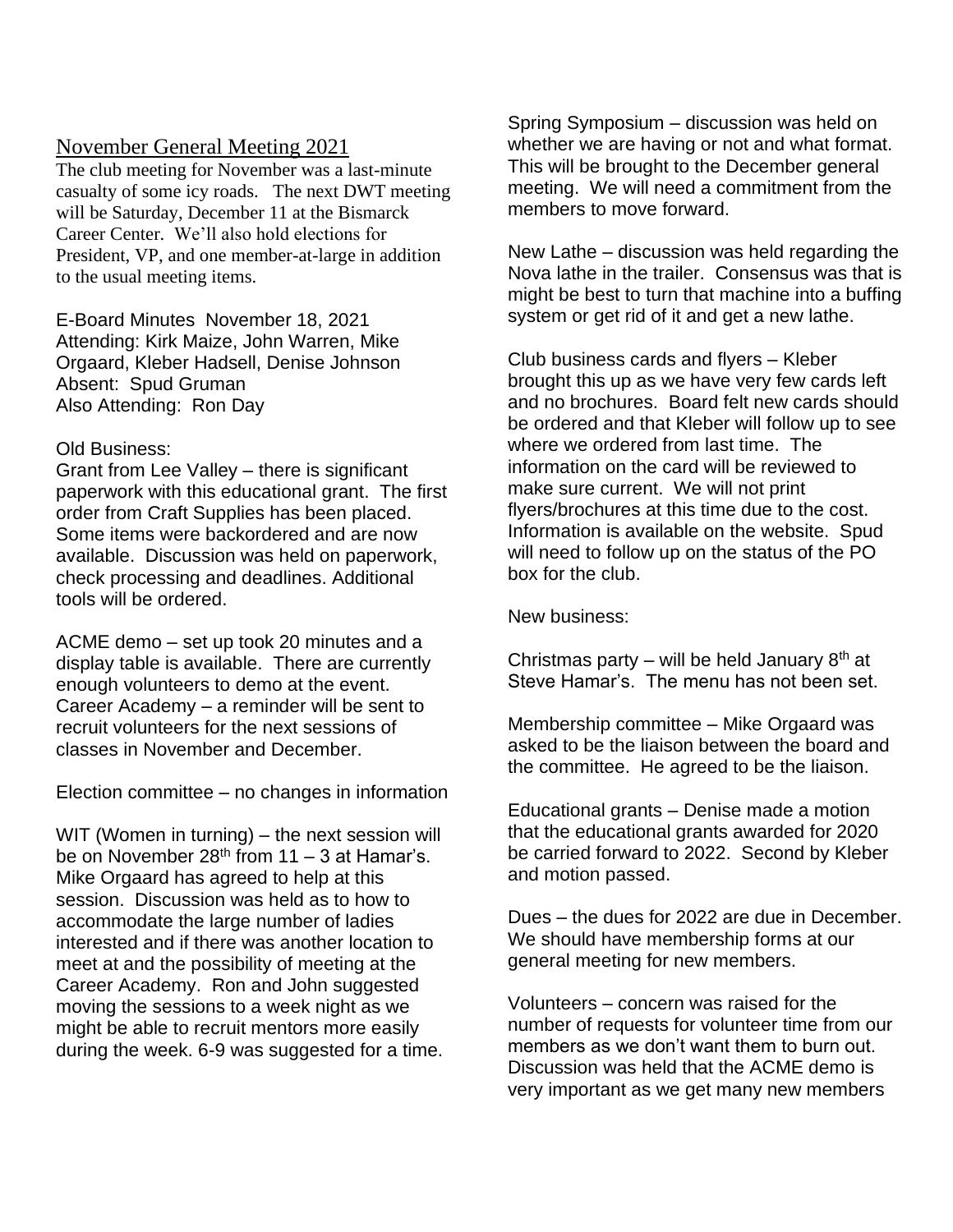## November General Meeting 2021

The club meeting for November was a last-minute casualty of some icy roads. The next DWT meeting will be Saturday, December 11 at the Bismarck Career Center. We'll also hold elections for President, VP, and one member-at-large in addition to the usual meeting items.

E-Board Minutes November 18, 2021
Attending: Kirk Maize, John Warren, Mike Orgaard, Kleber Hadsell, Denise Johnson
Absent: Spud Gruman
Also Attending: Ron Day

Old Business:
Grant from Lee Valley – there is significant paperwork with this educational grant. The first order from Craft Supplies has been placed. Some items were backordered and are now available. Discussion was held on paperwork, check processing and deadlines. Additional tools will be ordered.

ACME demo – set up took 20 minutes and a display table is available. There are currently enough volunteers to demo at the event.
Career Academy – a reminder will be sent to recruit volunteers for the next sessions of classes in November and December.

Election committee – no changes in information

WIT (Women in turning) – the next session will be on November 28th from 11 – 3 at Hamar's. Mike Orgaard has agreed to help at this session. Discussion was held as to how to accommodate the large number of ladies interested and if there was another location to meet at and the possibility of meeting at the Career Academy. Ron and John suggested moving the sessions to a week night as we might be able to recruit mentors more easily during the week. 6-9 was suggested for a time.

Spring Symposium – discussion was held on whether we are having or not and what format. This will be brought to the December general meeting. We will need a commitment from the members to move forward.

New Lathe – discussion was held regarding the Nova lathe in the trailer. Consensus was that is might be best to turn that machine into a buffing system or get rid of it and get a new lathe.

Club business cards and flyers – Kleber brought this up as we have very few cards left and no brochures. Board felt new cards should be ordered and that Kleber will follow up to see where we ordered from last time. The information on the card will be reviewed to make sure current. We will not print flyers/brochures at this time due to the cost. Information is available on the website. Spud will need to follow up on the status of the PO box for the club.

New business:

Christmas party – will be held January 8th at Steve Hamar's. The menu has not been set.

Membership committee – Mike Orgaard was asked to be the liaison between the board and the committee. He agreed to be the liaison.

Educational grants – Denise made a motion that the educational grants awarded for 2020 be carried forward to 2022. Second by Kleber and motion passed.

Dues – the dues for 2022 are due in December. We should have membership forms at our general meeting for new members.

Volunteers – concern was raised for the number of requests for volunteer time from our members as we don't want them to burn out. Discussion was held that the ACME demo is very important as we get many new members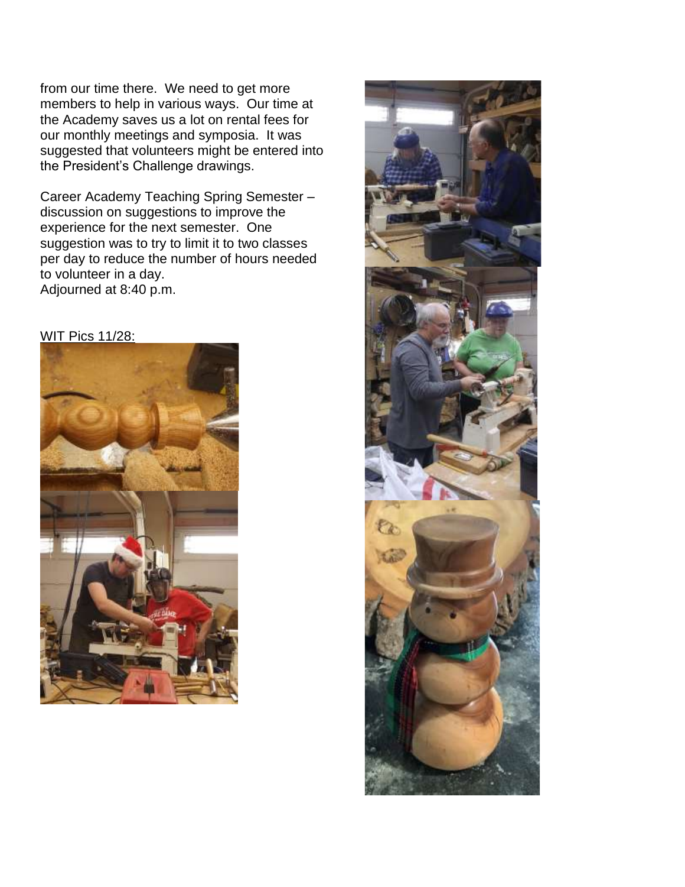from our time there. We need to get more members to help in various ways. Our time at the Academy saves us a lot on rental fees for our monthly meetings and symposia. It was suggested that volunteers might be entered into the President's Challenge drawings.

Career Academy Teaching Spring Semester – discussion on suggestions to improve the experience for the next semester. One suggestion was to try to limit it to two classes per day to reduce the number of hours needed to volunteer in a day.

Adjourned at 8:40 p.m.

<u>WIT Pics 11/28:</u>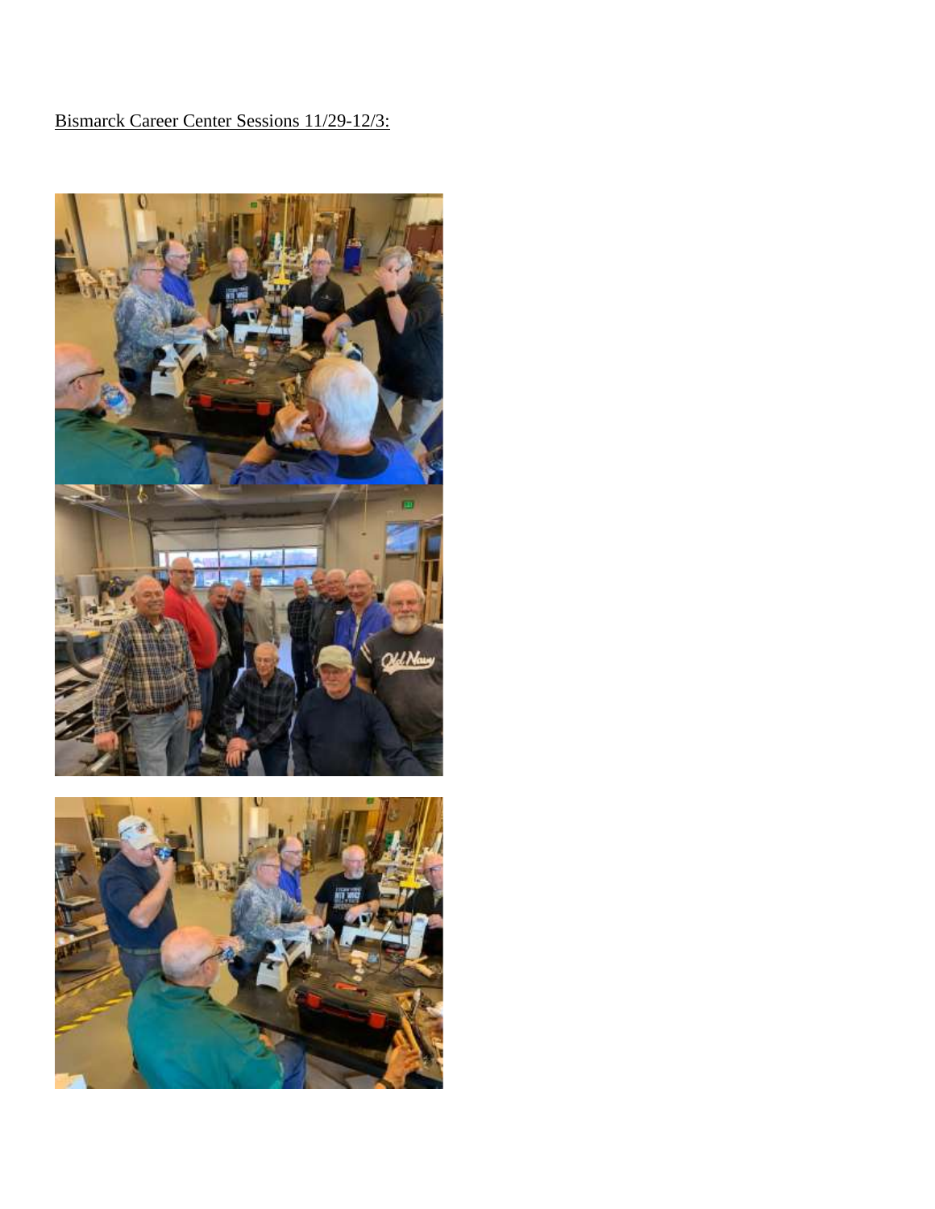Bismarck Career Center Sessions 11/29-12/3: